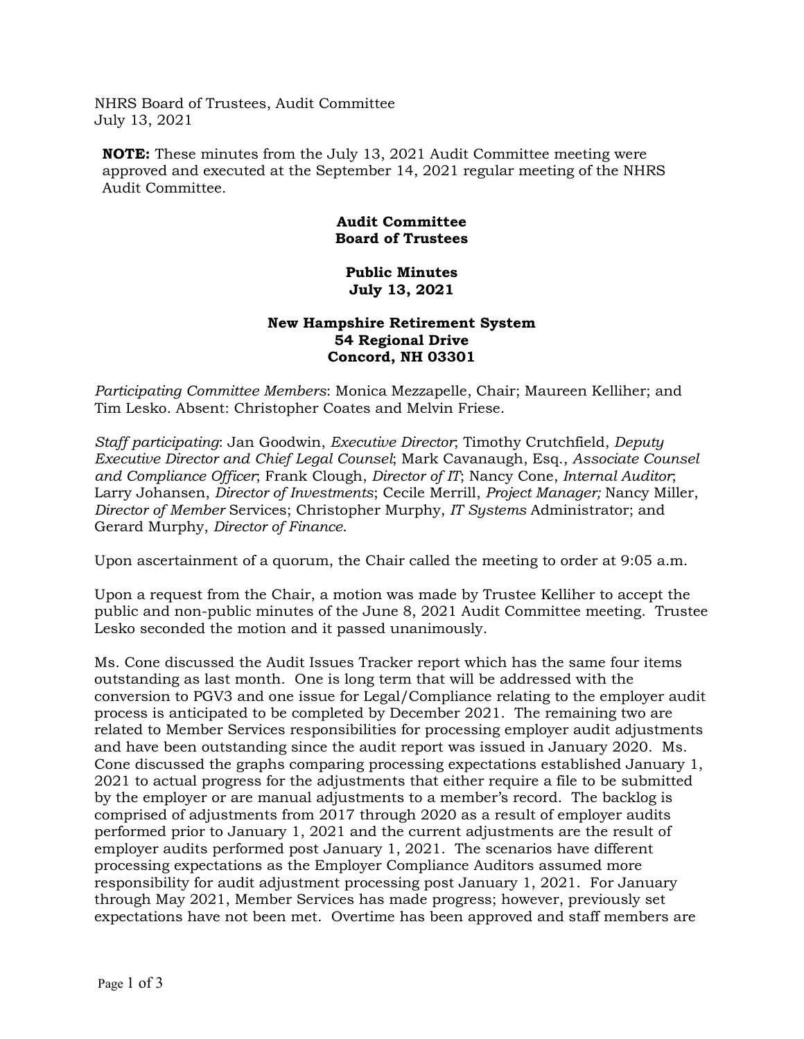NHRS Board of Trustees, Audit Committee
July 13, 2021

**NOTE:** These minutes from the July 13, 2021 Audit Committee meeting were approved and executed at the September 14, 2021 regular meeting of the NHRS Audit Committee.

**Audit Committee**
**Board of Trustees**

**Public Minutes**
**July 13, 2021**

**New Hampshire Retirement System**
**54 Regional Drive**
**Concord, NH 03301**

*Participating Committee Members*: Monica Mezzapelle, Chair; Maureen Kelliher; and Tim Lesko. Absent: Christopher Coates and Melvin Friese.

*Staff participating*: Jan Goodwin, *Executive Director*; Timothy Crutchfield, *Deputy Executive Director and Chief Legal Counsel*; Mark Cavanaugh, Esq., *Associate Counsel and Compliance Officer*; Frank Clough, *Director of IT*; Nancy Cone, *Internal Auditor*; Larry Johansen, *Director of Investments*; Cecile Merrill, *Project Manager;* Nancy Miller, *Director of Member* Services; Christopher Murphy, *IT Systems* Administrator; and Gerard Murphy, *Director of Finance*.

Upon ascertainment of a quorum, the Chair called the meeting to order at 9:05 a.m.

Upon a request from the Chair, a motion was made by Trustee Kelliher to accept the public and non-public minutes of the June 8, 2021 Audit Committee meeting. Trustee Lesko seconded the motion and it passed unanimously.

Ms. Cone discussed the Audit Issues Tracker report which has the same four items outstanding as last month. One is long term that will be addressed with the conversion to PGV3 and one issue for Legal/Compliance relating to the employer audit process is anticipated to be completed by December 2021. The remaining two are related to Member Services responsibilities for processing employer audit adjustments and have been outstanding since the audit report was issued in January 2020. Ms. Cone discussed the graphs comparing processing expectations established January 1, 2021 to actual progress for the adjustments that either require a file to be submitted by the employer or are manual adjustments to a member's record. The backlog is comprised of adjustments from 2017 through 2020 as a result of employer audits performed prior to January 1, 2021 and the current adjustments are the result of employer audits performed post January 1, 2021. The scenarios have different processing expectations as the Employer Compliance Auditors assumed more responsibility for audit adjustment processing post January 1, 2021. For January through May 2021, Member Services has made progress; however, previously set expectations have not been met. Overtime has been approved and staff members are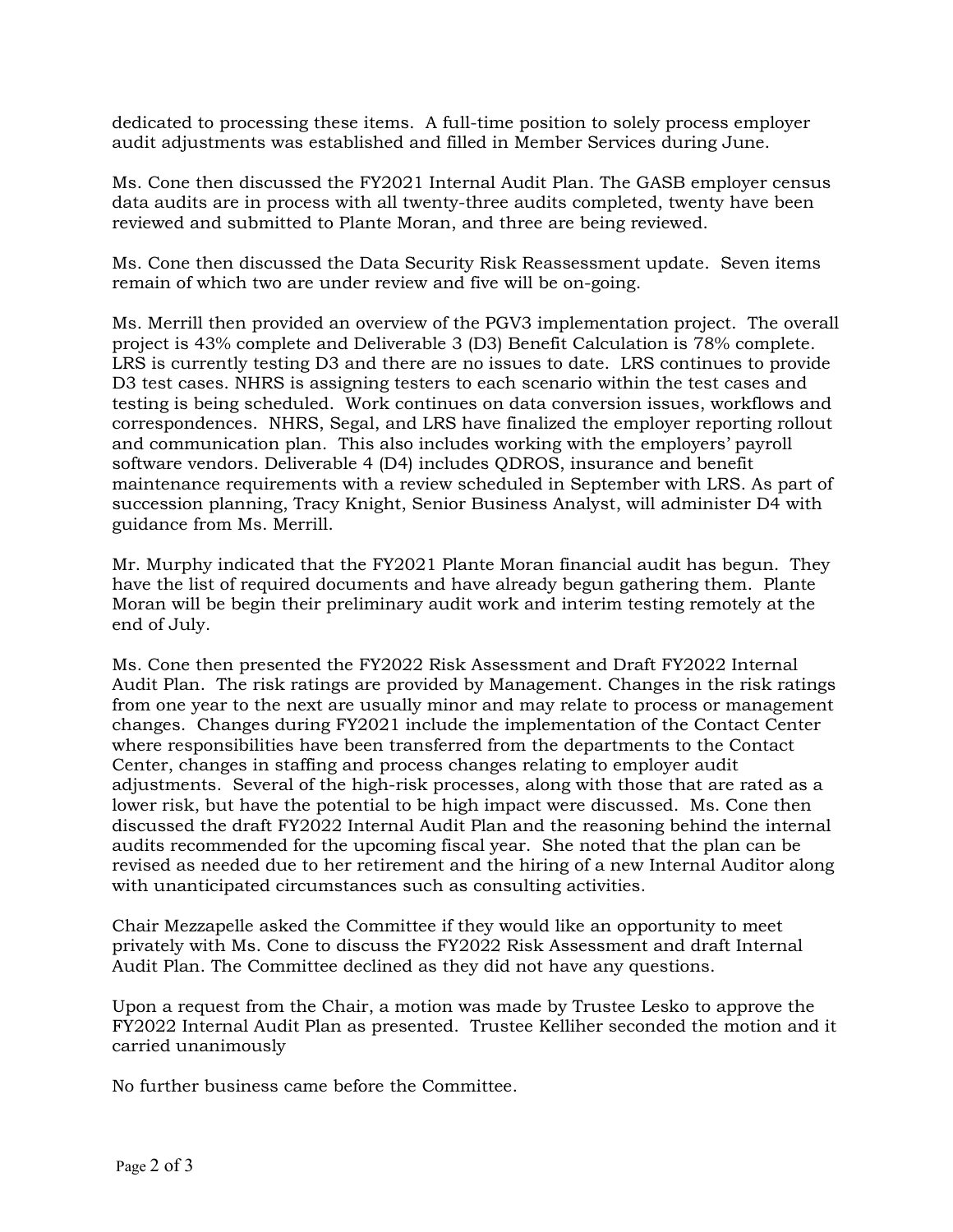dedicated to processing these items. A full-time position to solely process employer audit adjustments was established and filled in Member Services during June.

Ms. Cone then discussed the FY2021 Internal Audit Plan. The GASB employer census data audits are in process with all twenty-three audits completed, twenty have been reviewed and submitted to Plante Moran, and three are being reviewed.

Ms. Cone then discussed the Data Security Risk Reassessment update. Seven items remain of which two are under review and five will be on-going.

Ms. Merrill then provided an overview of the PGV3 implementation project. The overall project is 43% complete and Deliverable 3 (D3) Benefit Calculation is 78% complete. LRS is currently testing D3 and there are no issues to date. LRS continues to provide D3 test cases. NHRS is assigning testers to each scenario within the test cases and testing is being scheduled. Work continues on data conversion issues, workflows and correspondences. NHRS, Segal, and LRS have finalized the employer reporting rollout and communication plan. This also includes working with the employers' payroll software vendors. Deliverable 4 (D4) includes QDROS, insurance and benefit maintenance requirements with a review scheduled in September with LRS. As part of succession planning, Tracy Knight, Senior Business Analyst, will administer D4 with guidance from Ms. Merrill.

Mr. Murphy indicated that the FY2021 Plante Moran financial audit has begun. They have the list of required documents and have already begun gathering them. Plante Moran will be begin their preliminary audit work and interim testing remotely at the end of July.

Ms. Cone then presented the FY2022 Risk Assessment and Draft FY2022 Internal Audit Plan. The risk ratings are provided by Management. Changes in the risk ratings from one year to the next are usually minor and may relate to process or management changes. Changes during FY2021 include the implementation of the Contact Center where responsibilities have been transferred from the departments to the Contact Center, changes in staffing and process changes relating to employer audit adjustments. Several of the high-risk processes, along with those that are rated as a lower risk, but have the potential to be high impact were discussed. Ms. Cone then discussed the draft FY2022 Internal Audit Plan and the reasoning behind the internal audits recommended for the upcoming fiscal year. She noted that the plan can be revised as needed due to her retirement and the hiring of a new Internal Auditor along with unanticipated circumstances such as consulting activities.

Chair Mezzapelle asked the Committee if they would like an opportunity to meet privately with Ms. Cone to discuss the FY2022 Risk Assessment and draft Internal Audit Plan. The Committee declined as they did not have any questions.

Upon a request from the Chair, a motion was made by Trustee Lesko to approve the FY2022 Internal Audit Plan as presented. Trustee Kelliher seconded the motion and it carried unanimously

No further business came before the Committee.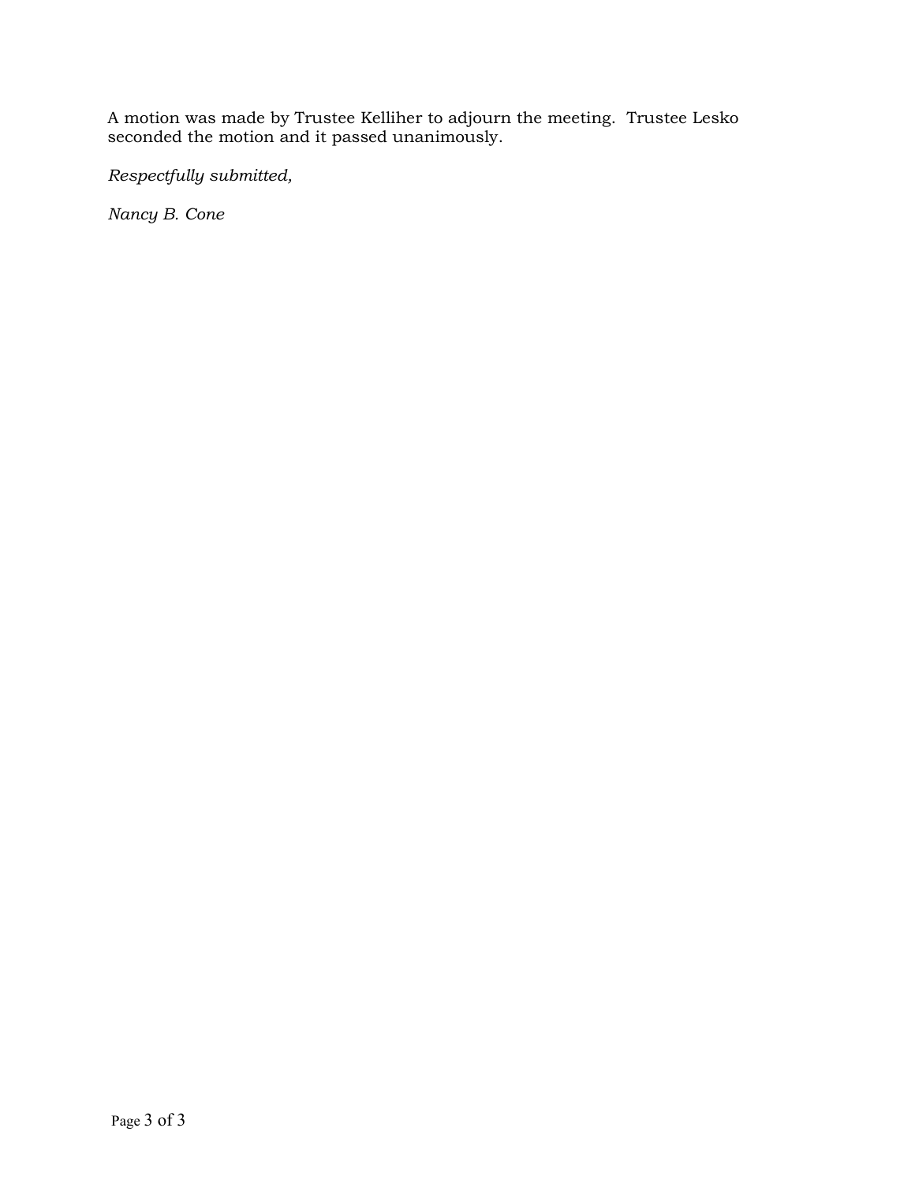A motion was made by Trustee Kelliher to adjourn the meeting. Trustee Lesko seconded the motion and it passed unanimously.

*Respectfully submitted,*

*Nancy B. Cone*